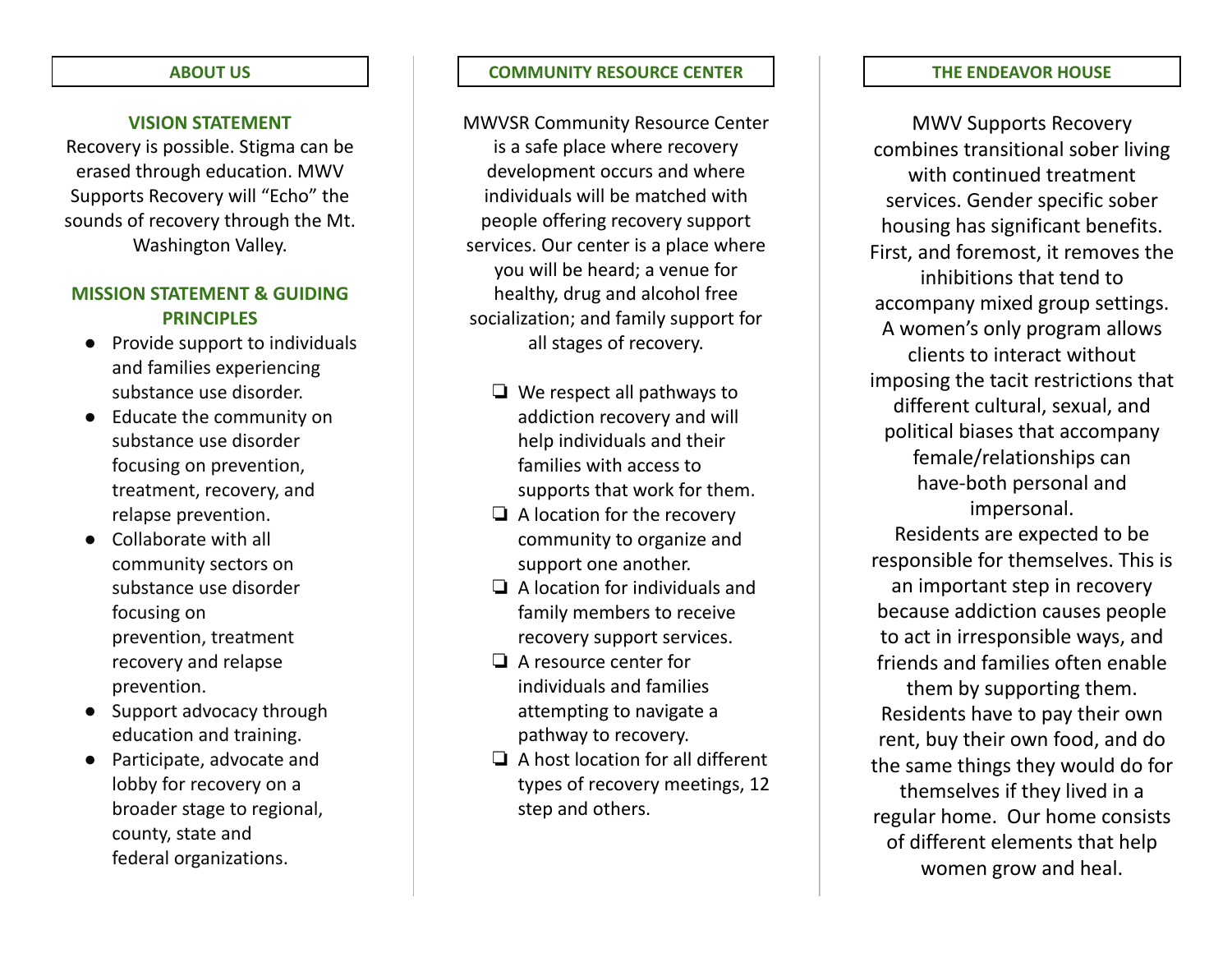## ABOUT US

### VISION STATEMENT

Recovery is possible. Stigma can be erased through education. MWV Supports Recovery will “Echo” the sounds of recovery through the Mt. Washington Valley.

### MISSION STATEMENT & GUIDING PRINCIPLES

- Provide support to individuals and families experiencing substance use disorder.
- Educate the community on substance use disorder focusing on prevention, treatment, recovery, and relapse prevention.
- Collaborate with all community sectors on substance use disorder focusing on prevention, treatment recovery and relapse prevention.
- Support advocacy through education and training.
- Participate, advocate and lobby for recovery on a broader stage to regional, county, state and federal organizations.

## COMMUNITY RESOURCE CENTER

MWVSR Community Resource Center is a safe place where recovery development occurs and where individuals will be matched with people offering recovery support services. Our center is a place where you will be heard; a venue for healthy, drug and alcohol free socialization; and family support for all stages of recovery.

- ❏ We respect all pathways to addiction recovery and will help individuals and their families with access to supports that work for them.
- ❏ A location for the recovery community to organize and support one another.
- ❏ A location for individuals and family members to receive recovery support services.
- ❏ A resource center for individuals and families attempting to navigate a pathway to recovery.
- ❏ A host location for all different types of recovery meetings, 12 step and others.

## THE ENDEAVOR HOUSE

MWV Supports Recovery combines transitional sober living with continued treatment services. Gender specific sober housing has significant benefits. First, and foremost, it removes the inhibitions that tend to accompany mixed group settings. A women’s only program allows clients to interact without imposing the tacit restrictions that different cultural, sexual, and political biases that accompany female/relationships can have-both personal and impersonal.

Residents are expected to be responsible for themselves. This is an important step in recovery because addiction causes people to act in irresponsible ways, and friends and families often enable them by supporting them. Residents have to pay their own rent, buy their own food, and do the same things they would do for themselves if they lived in a regular home. Our home consists of different elements that help women grow and heal.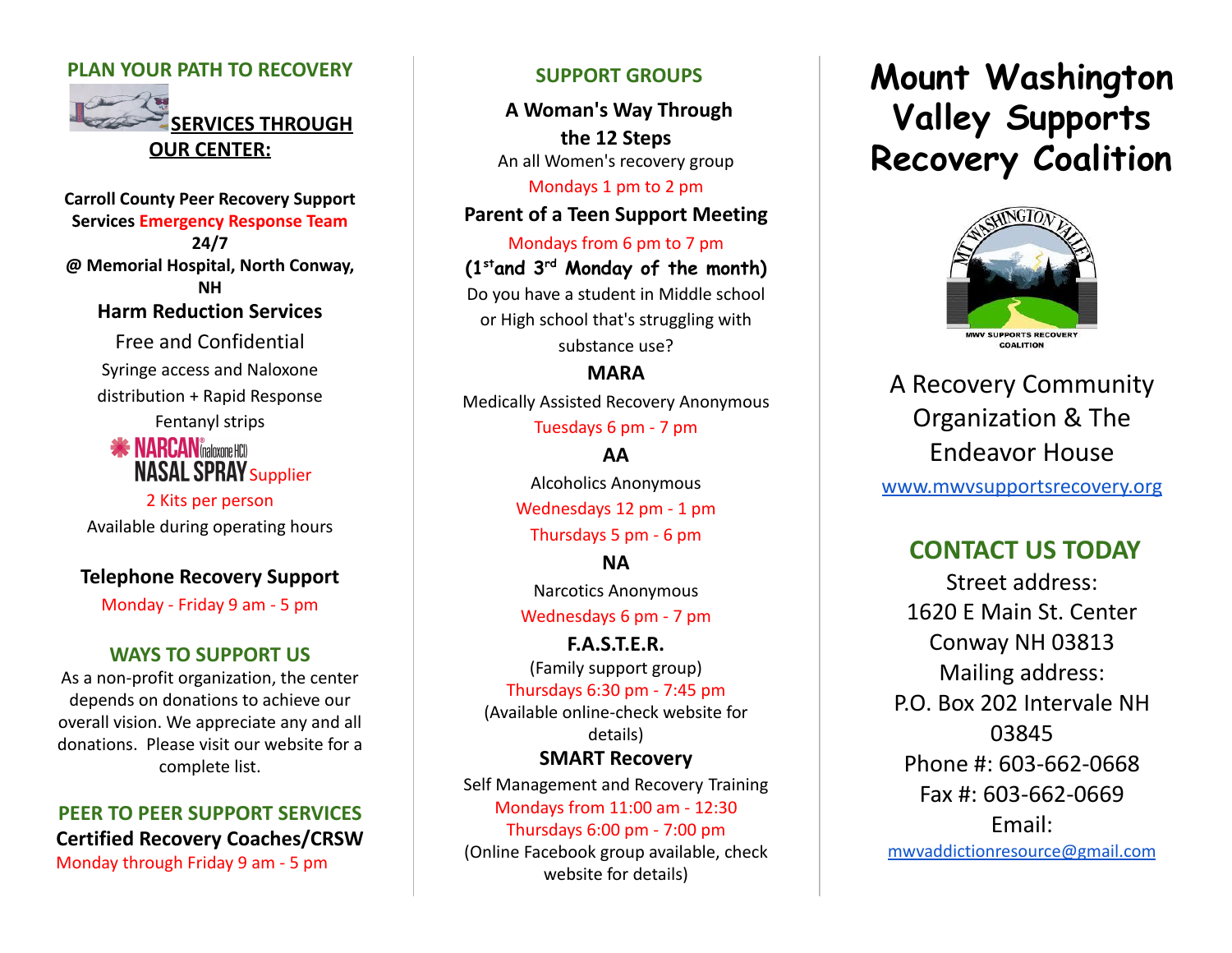## PLAN YOUR PATH TO RECOVERY

### SERVICES THROUGH OUR CENTER:

**Carroll County Peer Recovery Support Services Emergency Response Team 24/7 @ Memorial Hospital, North Conway, NH**

**Harm Reduction Services**

Free and Confidential

Syringe access and Naloxone distribution + Rapid Response Fentanyl strips

NARCAN® (naloxone HCl) NASAL SPRAY Supplier

2 Kits per person

Available during operating hours

**Telephone Recovery Support**

Monday - Friday 9 am - 5 pm

## WAYS TO SUPPORT US

As a non-profit organization, the center depends on donations to achieve our overall vision. We appreciate any and all donations. Please visit our website for a complete list.

## PEER TO PEER SUPPORT SERVICES

**Certified Recovery Coaches/CRSW**

Monday through Friday 9 am - 5 pm

## SUPPORT GROUPS

**A Woman's Way Through the 12 Steps**

An all Women's recovery group

Mondays 1 pm to 2 pm

**Parent of a Teen Support Meeting**

Mondays from 6 pm to 7 pm

**(1st and 3rd Monday of the month)**

Do you have a student in Middle school or High school that's struggling with substance use?

**MARA**

Medically Assisted Recovery Anonymous

Tuesdays 6 pm - 7 pm

**AA**

Alcoholics Anonymous

Wednesdays 12 pm - 1 pm

Thursdays 5 pm - 6 pm

**NA**

Narcotics Anonymous

Wednesdays 6 pm - 7 pm

**F.A.S.T.E.R.**

(Family support group)

Thursdays 6:30 pm - 7:45 pm

(Available online-check website for details)

**SMART Recovery**

Self Management and Recovery Training

Mondays from 11:00 am - 12:30

Thursdays 6:00 pm - 7:00 pm

(Online Facebook group available, check website for details)

# Mount Washington Valley Supports Recovery Coalition

MWV SUPPORTS RECOVERY COALITION

A Recovery Community Organization & The Endeavor House

www.mwvsupportsrecovery.org

## CONTACT US TODAY

Street address:
1620 E Main St. Center
Conway NH 03813

Mailing address:
P.O. Box 202 Intervale NH 03845

Phone #: 603-662-0668

Fax #: 603-662-0669

Email:
mwvaddictionresource@gmail.com